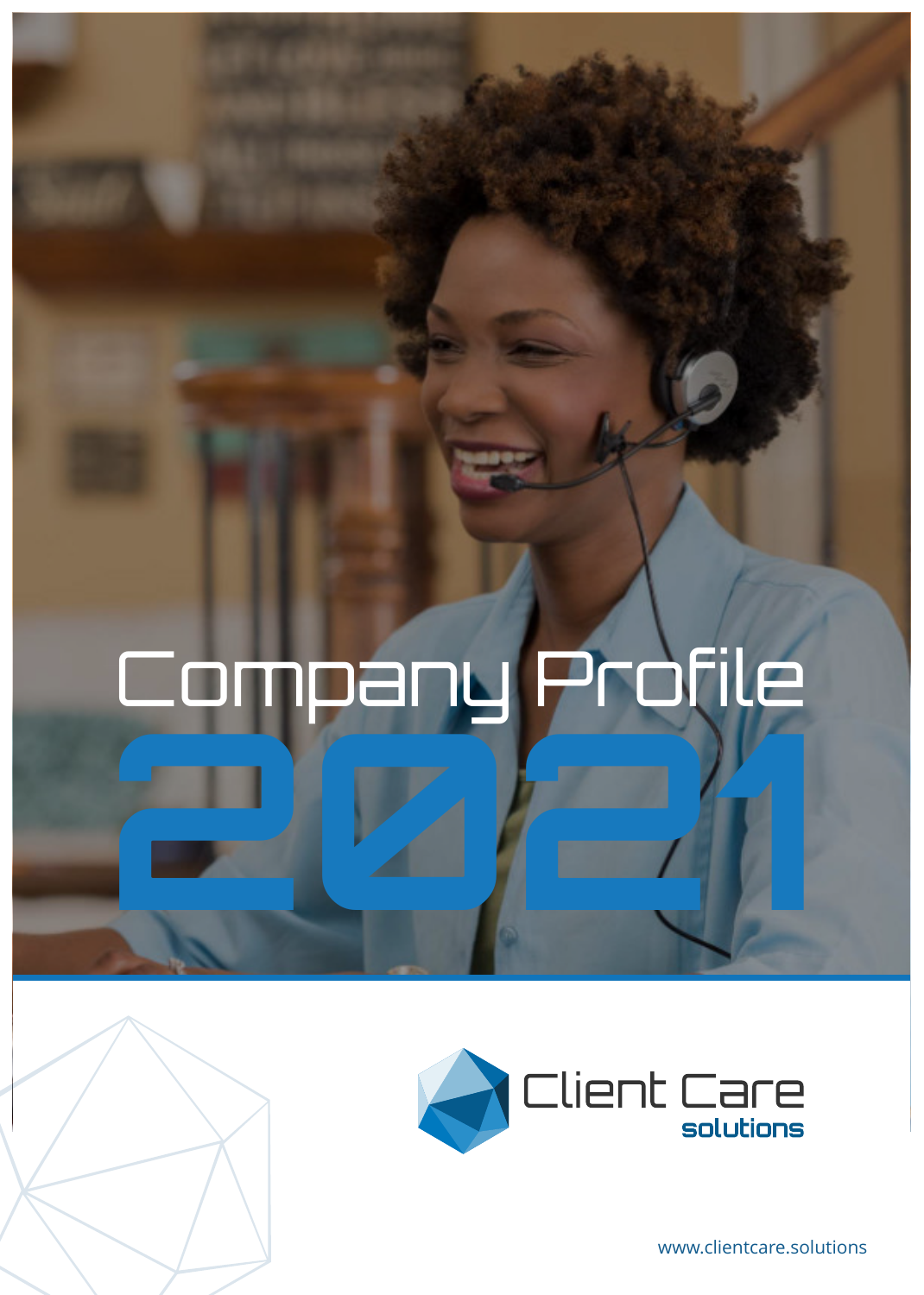# Company Profile 2021

Client Care solutions

www.clientcare.solutions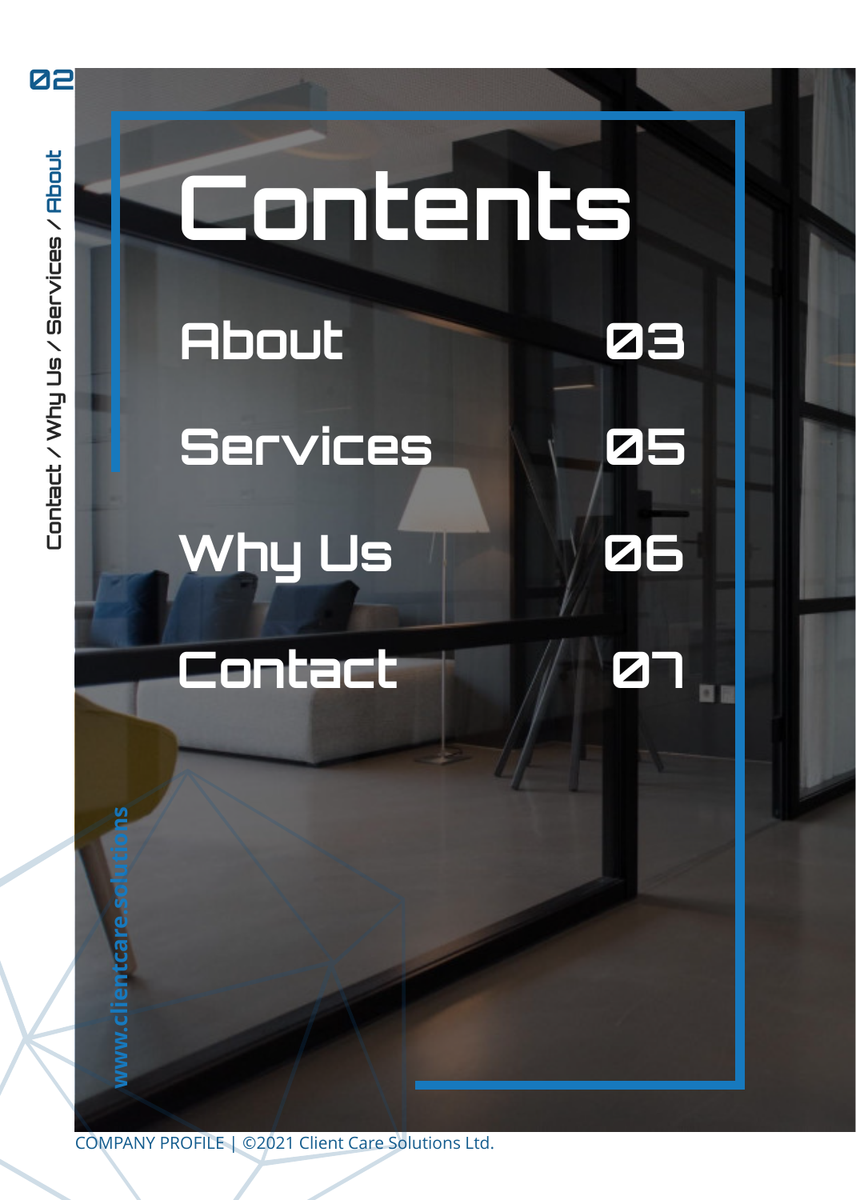# Contents

| | |
|---|---|
| About | 03 |
| Services | 05 |
| Why Us | 06 |
| Contact | 07 |

www.clientcare.solutions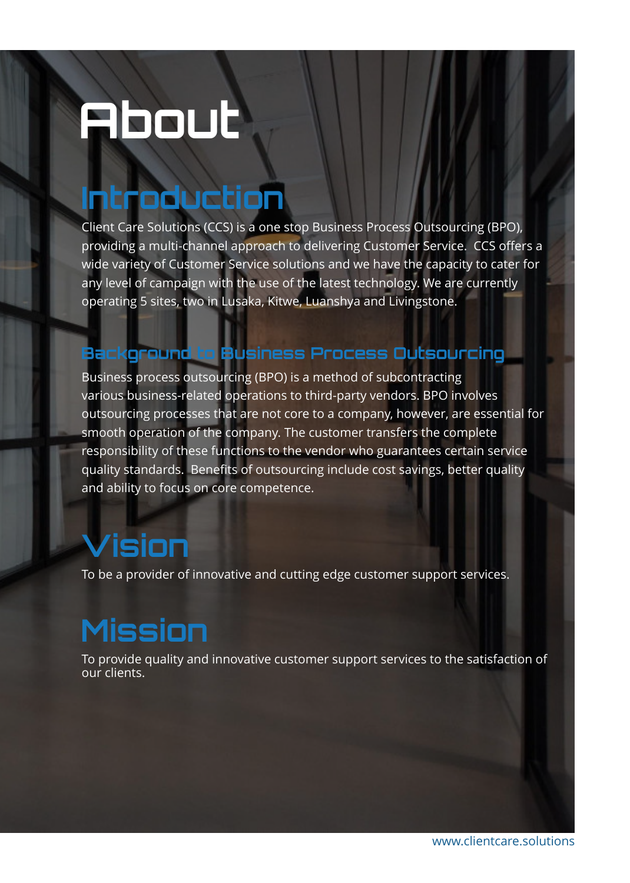# About

## Introduction

Client Care Solutions (CCS) is a one stop Business Process Outsourcing (BPO), providing a multi-channel approach to delivering Customer Service. CCS offers a wide variety of Customer Service solutions and we have the capacity to cater for any level of campaign with the use of the latest technology. We are currently operating 5 sites, two in Lusaka, Kitwe, Luanshya and Livingstone.

### Background to Business Process Outsourcing

Business process outsourcing (BPO) is a method of subcontracting various business-related operations to third-party vendors. BPO involves outsourcing processes that are not core to a company, however, are essential for smooth operation of the company. The customer transfers the complete responsibility of these functions to the vendor who guarantees certain service quality standards. Benefits of outsourcing include cost savings, better quality and ability to focus on core competence.

## Vision

To be a provider of innovative and cutting edge customer support services.

## Mission

To provide quality and innovative customer support services to the satisfaction of our clients.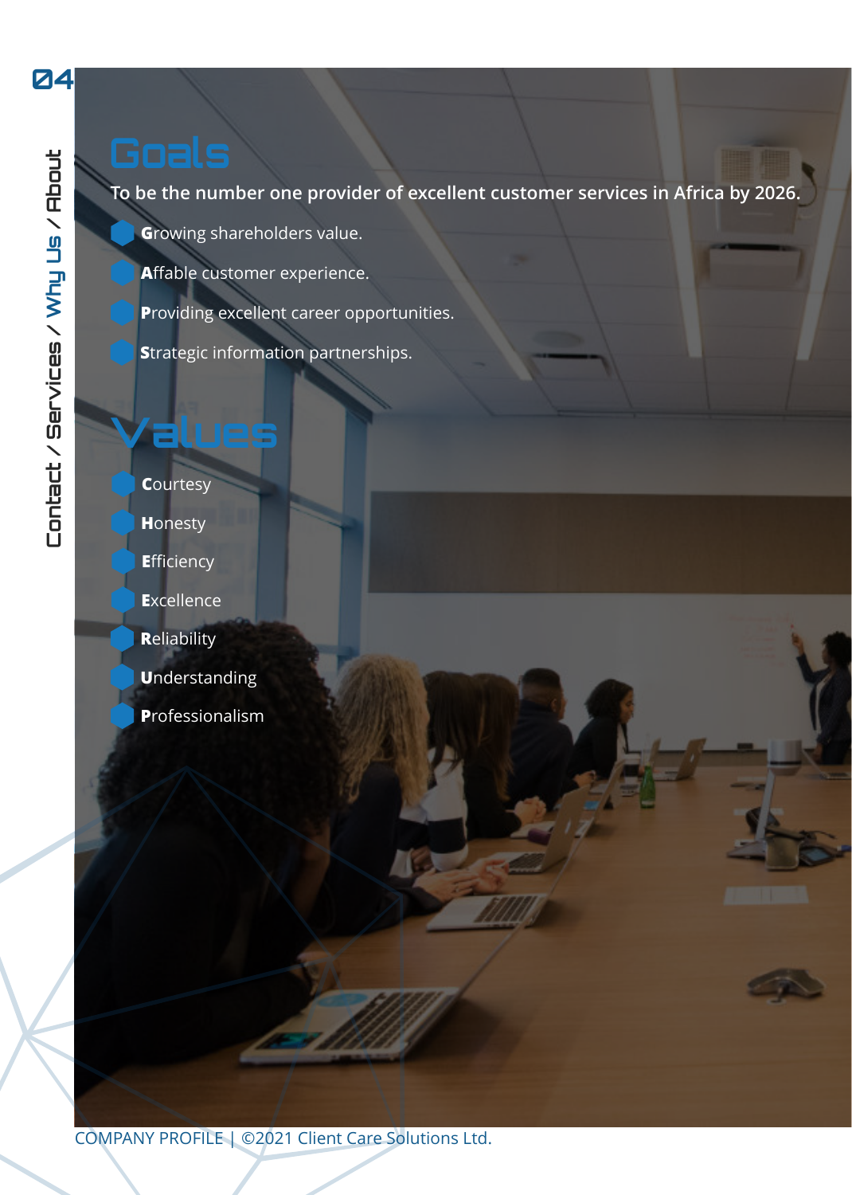# Goals

To be the number one provider of excellent customer services in Africa by 2026.

- **G**rowing shareholders value.
- **A**ffable customer experience.
- **P**roviding excellent career opportunities.
- **S**trategic information partnerships.

# Values

- **C**ourtesy
- **H**onesty
- **E**fficiency
- **E**xcellence
- **R**eliability
- **U**nderstanding
- **P**rofessionalism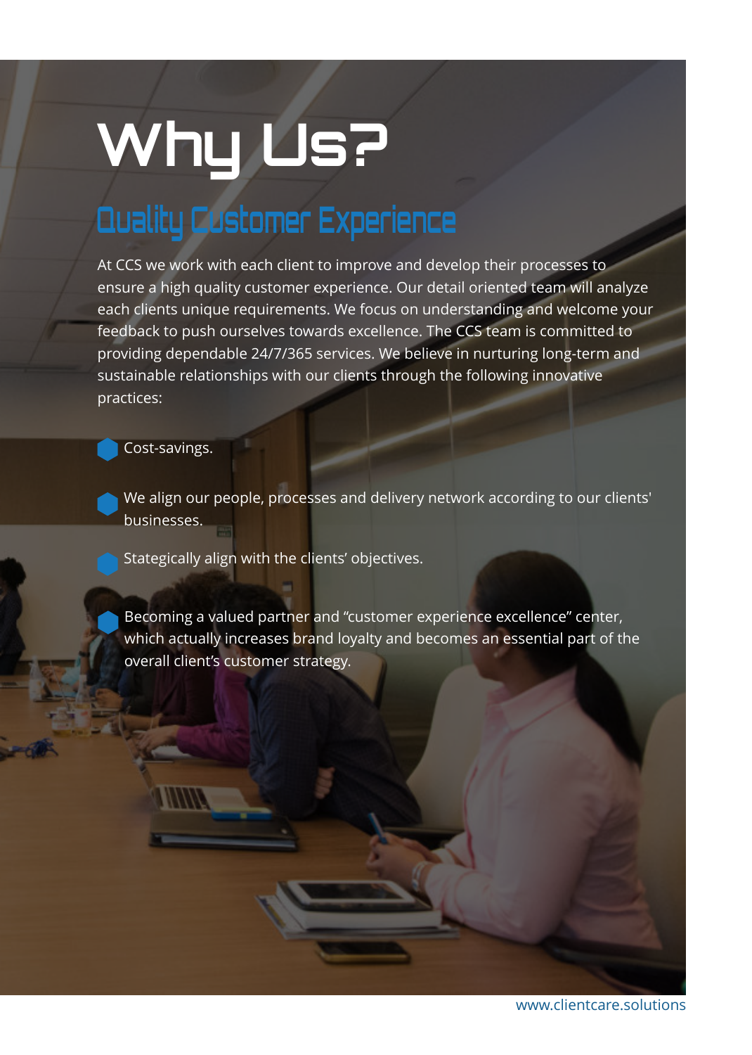# Why Us?

## Quality Customer Experience

At CCS we work with each client to improve and develop their processes to ensure a high quality customer experience. Our detail oriented team will analyze each clients unique requirements. We focus on understanding and welcome your feedback to push ourselves towards excellence. The CCS team is committed to providing dependable 24/7/365 services. We believe in nurturing long-term and sustainable relationships with our clients through the following innovative practices:

- Cost-savings.
- We align our people, processes and delivery network according to our clients' businesses.
- Stategically align with the clients' objectives.
- Becoming a valued partner and "customer experience excellence" center, which actually increases brand loyalty and becomes an essential part of the overall client's customer strategy.

www.clientcare.solutions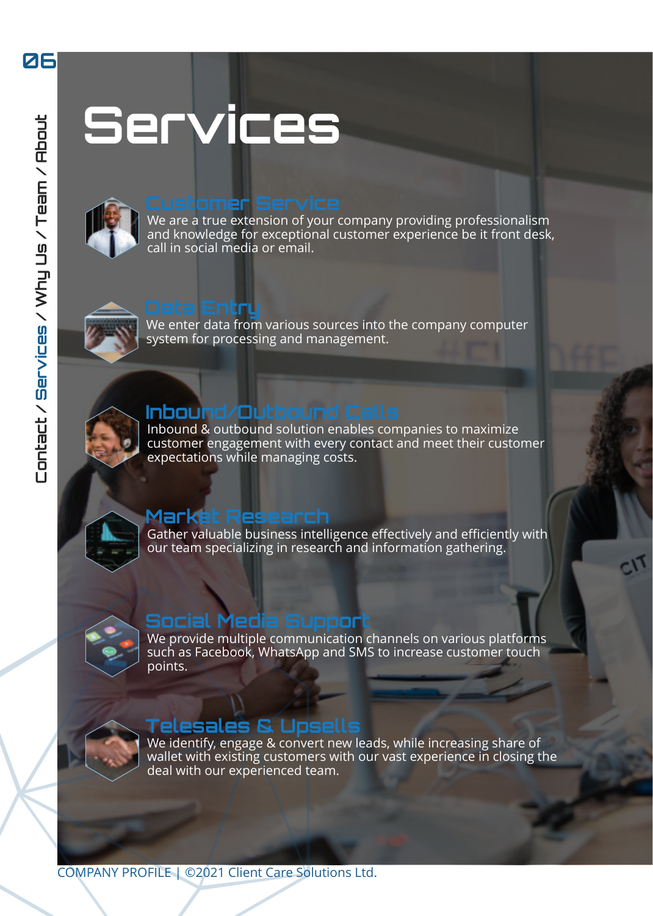# Services

## Customer Service

We are a true extension of your company providing professionalism and knowledge for exceptional customer experience be it front desk, call in social media or email.

## Data Entry

We enter data from various sources into the company computer system for processing and management.

## Inbound/Outbound Calls

Inbound & outbound solution enables companies to maximize customer engagement with every contact and meet their customer expectations while managing costs.

## Market Research

Gather valuable business intelligence effectively and efficiently with our team specializing in research and information gathering.

## Social Media Support

We provide multiple communication channels on various platforms such as Facebook, WhatsApp and SMS to increase customer touch points.

## Telesales & Upsells

We identify, engage & convert new leads, while increasing share of wallet with existing customers with our vast experience in closing the deal with our experienced team.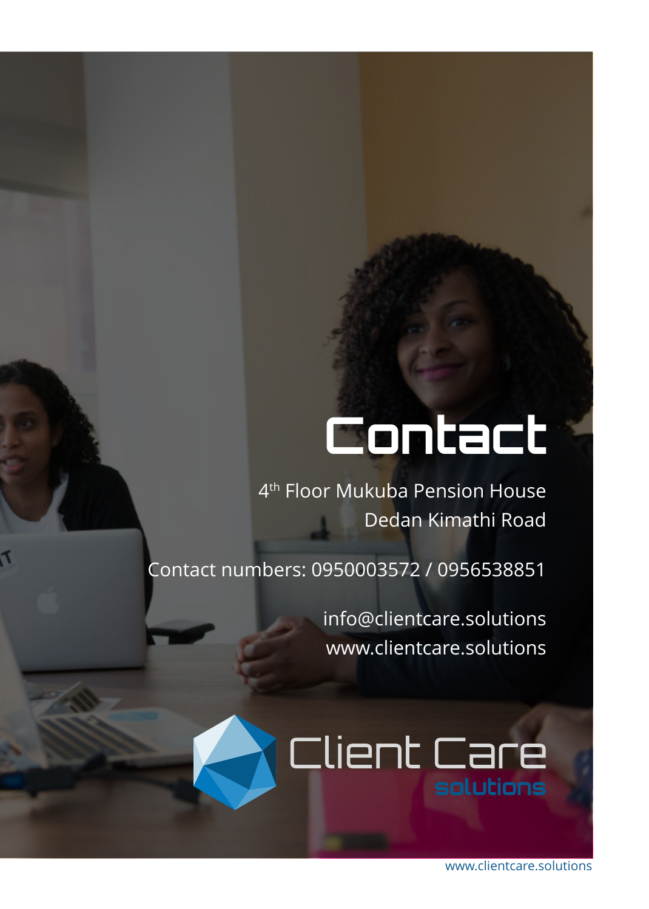# Contact

4th Floor Mukuba Pension House
Dedan Kimathi Road

Contact numbers: 0950003572 / 0956538851

info@clientcare.solutions
www.clientcare.solutions

Client Care solutions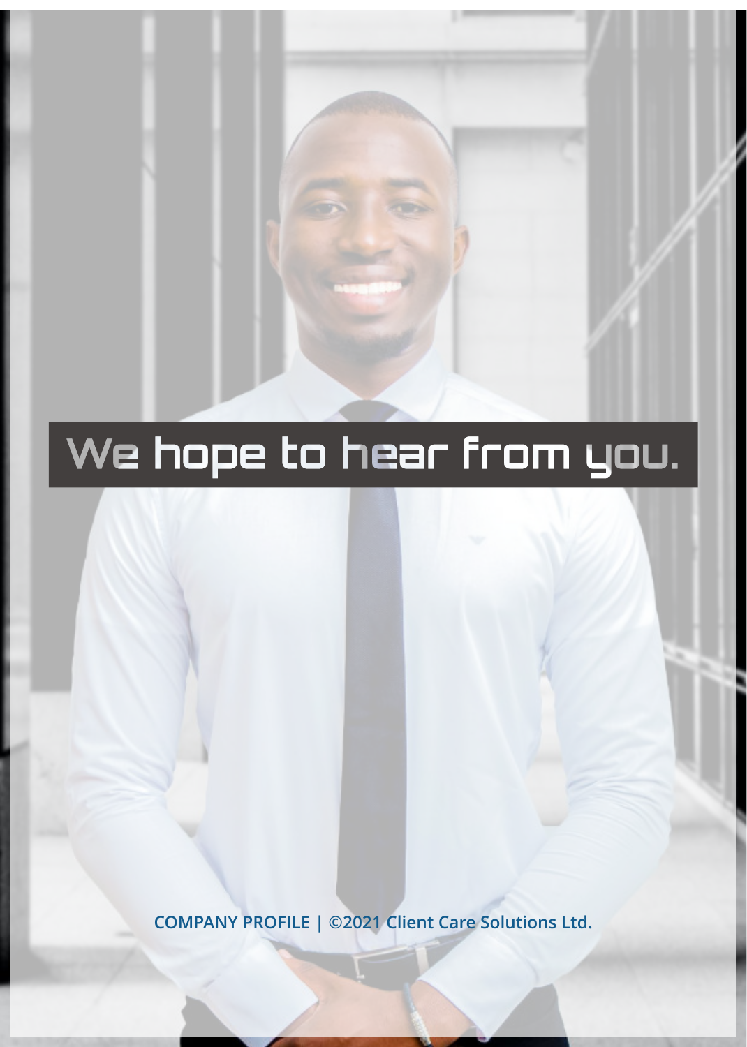# We hope to hear from you.